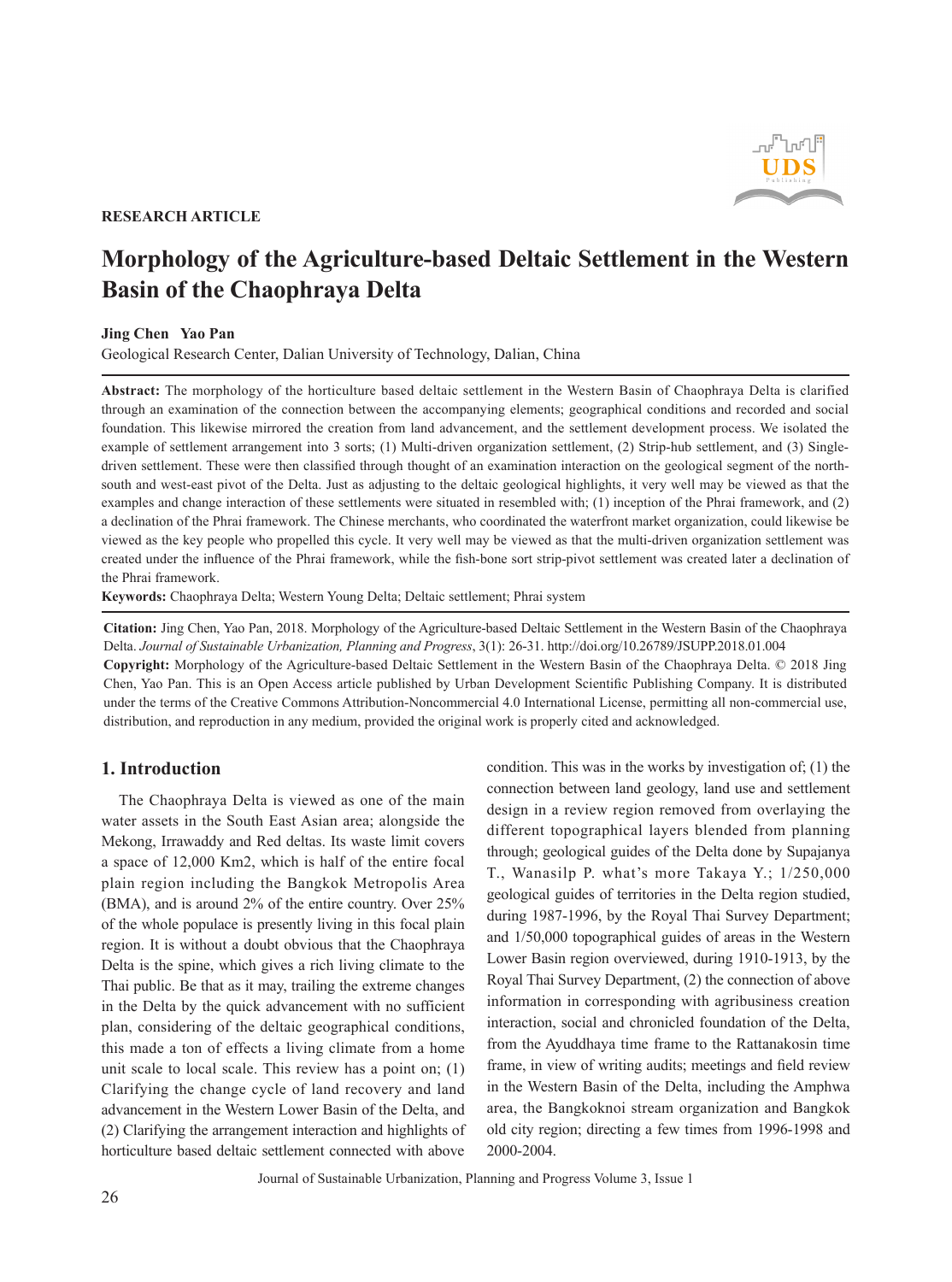RESEARCH ARTICLE

# Morphology of the Agriculture-based Deltaic Settlement in the Western Basin of the Chaophraya Delta

**Jing Chen   Yao Pan**

Geological Research Center, Dalian University of Technology, Dalian, China

**Abstract:** The morphology of the horticulture based deltaic settlement in the Western Basin of Chaophraya Delta is clarified through an examination of the connection between the accompanying elements; geographical conditions and recorded and social foundation. This likewise mirrored the creation from land advancement, and the settlement development process. We isolated the example of settlement arrangement into 3 sorts; (1) Multi-driven organization settlement, (2) Strip-hub settlement, and (3) Single-driven settlement. These were then classified through thought of an examination interaction on the geological segment of the north-south and west-east pivot of the Delta. Just as adjusting to the deltaic geological highlights, it very well may be viewed as that the examples and change interaction of these settlements were situated in resembled with; (1) inception of the Phrai framework, and (2) a declination of the Phrai framework. The Chinese merchants, who coordinated the waterfront market organization, could likewise be viewed as the key people who propelled this cycle. It very well may be viewed as that the multi-driven organization settlement was created under the influence of the Phrai framework, while the fish-bone sort strip-pivot settlement was created later a declination of the Phrai framework.

**Keywords:** Chaophraya Delta; Western Young Delta; Deltaic settlement; Phrai system

**Citation:** Jing Chen, Yao Pan, 2018. Morphology of the Agriculture-based Deltaic Settlement in the Western Basin of the Chaophraya Delta. *Journal of Sustainable Urbanization, Planning and Progress*, 3(1): 26-31. http://doi.org/10.26789/JSUPP.2018.01.004

**Copyright:** Morphology of the Agriculture-based Deltaic Settlement in the Western Basin of the Chaophraya Delta. © 2018 Jing Chen, Yao Pan. This is an Open Access article published by Urban Development Scientific Publishing Company. It is distributed under the terms of the Creative Commons Attribution-Noncommercial 4.0 International License, permitting all non-commercial use, distribution, and reproduction in any medium, provided the original work is properly cited and acknowledged.

## 1. Introduction

The Chaophraya Delta is viewed as one of the main water assets in the South East Asian area; alongside the Mekong, Irrawaddy and Red deltas. Its waste limit covers a space of 12,000 Km2, which is half of the entire focal plain region including the Bangkok Metropolis Area (BMA), and is around 2% of the entire country. Over 25% of the whole populace is presently living in this focal plain region. It is without a doubt obvious that the Chaophraya Delta is the spine, which gives a rich living climate to the Thai public. Be that as it may, trailing the extreme changes in the Delta by the quick advancement with no sufficient plan, considering of the deltaic geographical conditions, this made a ton of effects a living climate from a home unit scale to local scale. This review has a point on; (1) Clarifying the change cycle of land recovery and land advancement in the Western Lower Basin of the Delta, and (2) Clarifying the arrangement interaction and highlights of horticulture based deltaic settlement connected with above condition. This was in the works by investigation of; (1) the connection between land geology, land use and settlement design in a review region removed from overlaying the different topographical layers blended from planning through; geological guides of the Delta done by Supajanya T., Wanasilp P. what's more Takaya Y.; 1/250,000 geological guides of territories in the Delta region studied, during 1987-1996, by the Royal Thai Survey Department; and 1/50,000 topographical guides of areas in the Western Lower Basin region overviewed, during 1910-1913, by the Royal Thai Survey Department, (2) the connection of above information in corresponding with agribusiness creation interaction, social and chronicled foundation of the Delta, from the Ayuddhaya time frame to the Rattanakosin time frame, in view of writing audits; meetings and field review in the Western Basin of the Delta, including the Amphwa area, the Bangkoknoi stream organization and Bangkok old city region; directing a few times from 1996-1998 and 2000-2004.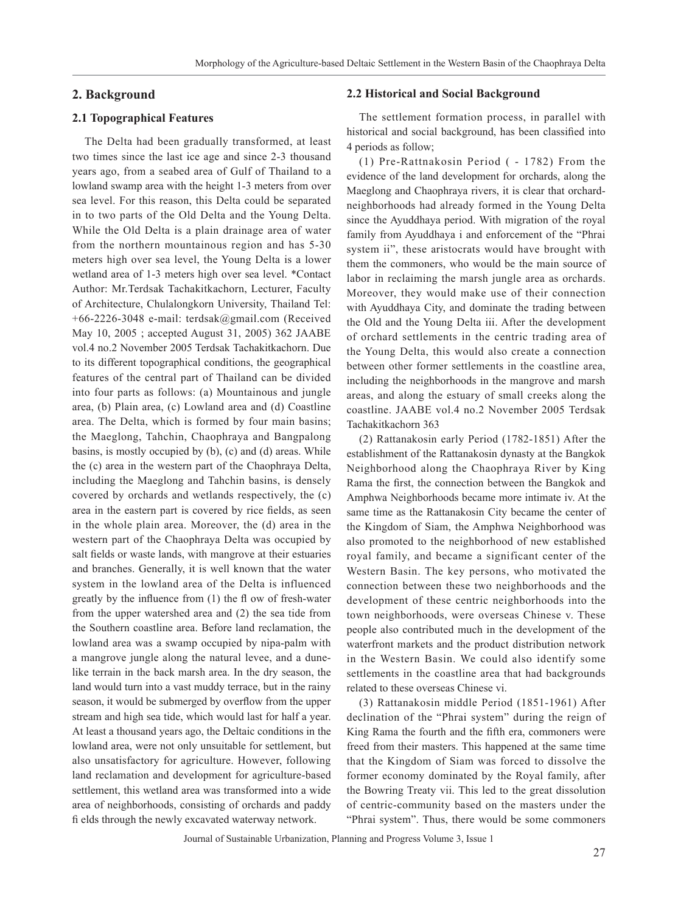## 2. Background

### 2.1 Topographical Features

The Delta had been gradually transformed, at least two times since the last ice age and since 2-3 thousand years ago, from a seabed area of Gulf of Thailand to a lowland swamp area with the height 1-3 meters from over sea level. For this reason, this Delta could be separated in to two parts of the Old Delta and the Young Delta. While the Old Delta is a plain drainage area of water from the northern mountainous region and has 5-30 meters high over sea level, the Young Delta is a lower wetland area of 1-3 meters high over sea level. *Contact Author: Mr.Terdsak Tachakitkachorn, Lecturer, Faculty of Architecture, Chulalongkorn University, Thailand Tel: +66-2226-3048 e-mail: terdsak@gmail.com (Received May 10, 2005 ; accepted August 31, 2005) 362 JAABE vol.4 no.2 November 2005 Terdsak Tachakitkachorn. Due to its different topographical conditions, the geographical features of the central part of Thailand can be divided into four parts as follows: (a) Mountainous and jungle area, (b) Plain area, (c) Lowland area and (d) Coastline area. The Delta, which is formed by four main basins; the Maeglong, Tahchin, Chaophraya and Bangpalong basins, is mostly occupied by (b), (c) and (d) areas. While the (c) area in the western part of the Chaophraya Delta, including the Maeglong and Tahchin basins, is densely covered by orchards and wetlands respectively, the (c) area in the eastern part is covered by rice fields, as seen in the whole plain area. Moreover, the (d) area in the western part of the Chaophraya Delta was occupied by salt fields or waste lands, with mangrove at their estuaries and branches. Generally, it is well known that the water system in the lowland area of the Delta is influenced greatly by the influence from (1) the fl ow of fresh-water from the upper watershed area and (2) the sea tide from the Southern coastline area. Before land reclamation, the lowland area was a swamp occupied by nipa-palm with a mangrove jungle along the natural levee, and a dune-like terrain in the back marsh area. In the dry season, the land would turn into a vast muddy terrace, but in the rainy season, it would be submerged by overflow from the upper stream and high sea tide, which would last for half a year. At least a thousand years ago, the Deltaic conditions in the lowland area, were not only unsuitable for settlement, but also unsatisfactory for agriculture. However, following land reclamation and development for agriculture-based settlement, this wetland area was transformed into a wide area of neighborhoods, consisting of orchards and paddy fi elds through the newly excavated waterway network.

### 2.2 Historical and Social Background

The settlement formation process, in parallel with historical and social background, has been classified into 4 periods as follow;

(1) Pre-Rattnakosin Period ( - 1782) From the evidence of the land development for orchards, along the Maeglong and Chaophraya rivers, it is clear that orchard-neighborhoods had already formed in the Young Delta since the Ayuddhaya period. With migration of the royal family from Ayuddhaya i and enforcement of the "Phrai system ii", these aristocrats would have brought with them the commoners, who would be the main source of labor in reclaiming the marsh jungle area as orchards. Moreover, they would make use of their connection with Ayuddhaya City, and dominate the trading between the Old and the Young Delta iii. After the development of orchard settlements in the centric trading area of the Young Delta, this would also create a connection between other former settlements in the coastline area, including the neighborhoods in the mangrove and marsh areas, and along the estuary of small creeks along the coastline. JAABE vol.4 no.2 November 2005 Terdsak Tachakitkachorn 363

(2) Rattanakosin early Period (1782-1851) After the establishment of the Rattanakosin dynasty at the Bangkok Neighborhood along the Chaophraya River by King Rama the first, the connection between the Bangkok and Amphwa Neighborhoods became more intimate iv. At the same time as the Rattanakosin City became the center of the Kingdom of Siam, the Amphwa Neighborhood was also promoted to the neighborhood of new established royal family, and became a significant center of the Western Basin. The key persons, who motivated the connection between these two neighborhoods and the development of these centric neighborhoods into the town neighborhoods, were overseas Chinese v. These people also contributed much in the development of the waterfront markets and the product distribution network in the Western Basin. We could also identify some settlements in the coastline area that had backgrounds related to these overseas Chinese vi.

(3) Rattanakosin middle Period (1851-1961) After declination of the "Phrai system" during the reign of King Rama the fourth and the fifth era, commoners were freed from their masters. This happened at the same time that the Kingdom of Siam was forced to dissolve the former economy dominated by the Royal family, after the Bowring Treaty vii. This led to the great dissolution of centric-community based on the masters under the "Phrai system". Thus, there would be some commoners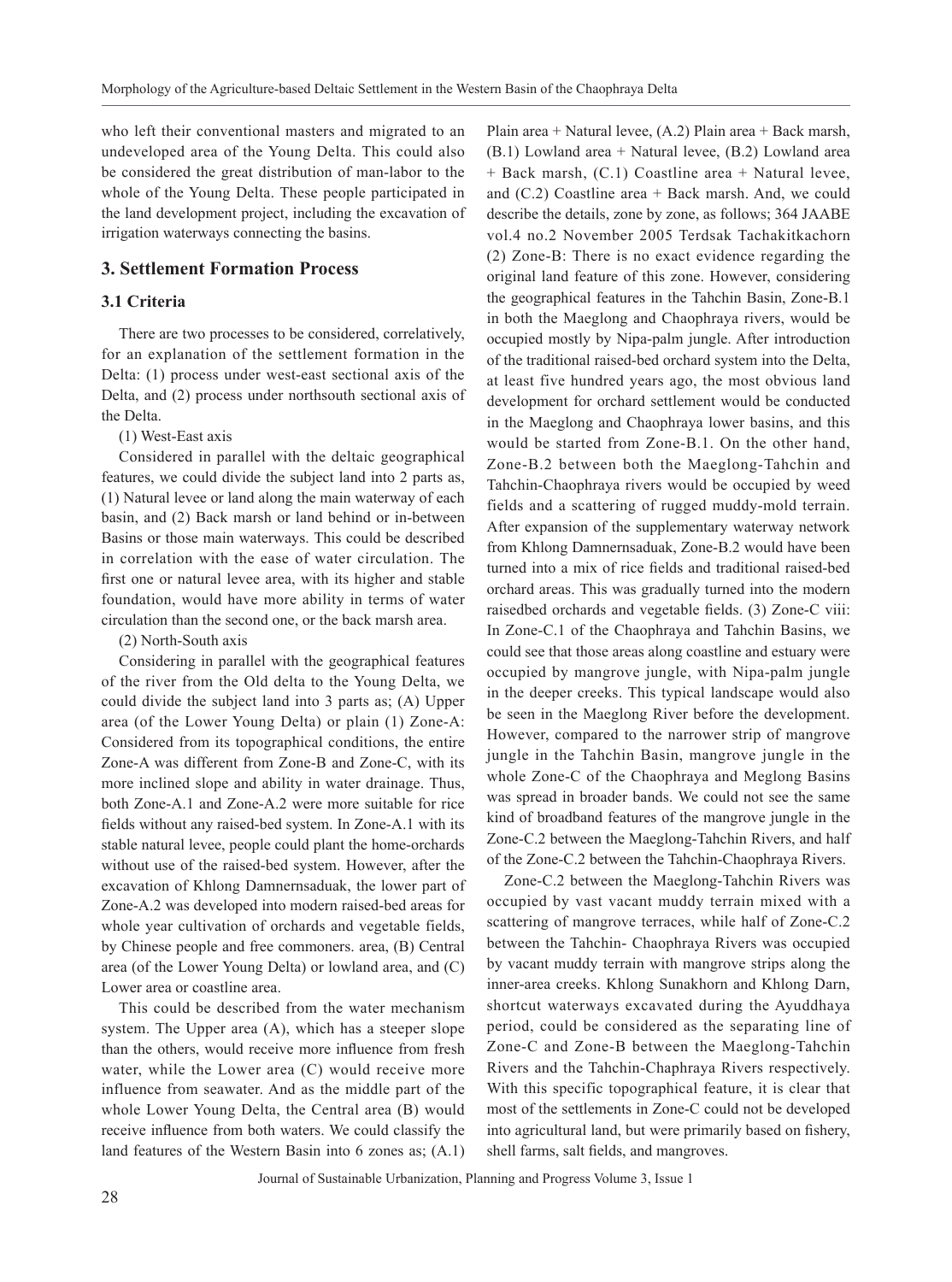who left their conventional masters and migrated to an undeveloped area of the Young Delta. This could also be considered the great distribution of man-labor to the whole of the Young Delta. These people participated in the land development project, including the excavation of irrigation waterways connecting the basins.

## 3. Settlement Formation Process

### 3.1 Criteria

There are two processes to be considered, correlatively, for an explanation of the settlement formation in the Delta: (1) process under west-east sectional axis of the Delta, and (2) process under northsouth sectional axis of the Delta.

(1) West-East axis

Considered in parallel with the deltaic geographical features, we could divide the subject land into 2 parts as, (1) Natural levee or land along the main waterway of each basin, and (2) Back marsh or land behind or in-between Basins or those main waterways. This could be described in correlation with the ease of water circulation. The first one or natural levee area, with its higher and stable foundation, would have more ability in terms of water circulation than the second one, or the back marsh area.

(2) North-South axis

Considering in parallel with the geographical features of the river from the Old delta to the Young Delta, we could divide the subject land into 3 parts as; (A) Upper area (of the Lower Young Delta) or plain (1) Zone-A: Considered from its topographical conditions, the entire Zone-A was different from Zone-B and Zone-C, with its more inclined slope and ability in water drainage. Thus, both Zone-A.1 and Zone-A.2 were more suitable for rice fields without any raised-bed system. In Zone-A.1 with its stable natural levee, people could plant the home-orchards without use of the raised-bed system. However, after the excavation of Khlong Damnernsaduak, the lower part of Zone-A.2 was developed into modern raised-bed areas for whole year cultivation of orchards and vegetable fields, by Chinese people and free commoners. area, (B) Central area (of the Lower Young Delta) or lowland area, and (C) Lower area or coastline area.

This could be described from the water mechanism system. The Upper area (A), which has a steeper slope than the others, would receive more influence from fresh water, while the Lower area (C) would receive more influence from seawater. And as the middle part of the whole Lower Young Delta, the Central area (B) would receive influence from both waters. We could classify the land features of the Western Basin into 6 zones as; (A.1) Plain area + Natural levee, (A.2) Plain area + Back marsh, (B.1) Lowland area + Natural levee, (B.2) Lowland area + Back marsh, (C.1) Coastline area + Natural levee, and (C.2) Coastline area + Back marsh. And, we could describe the details, zone by zone, as follows; 364 JAABE vol.4 no.2 November 2005 Terdsak Tachakitkachorn (2) Zone-B: There is no exact evidence regarding the original land feature of this zone. However, considering the geographical features in the Tahchin Basin, Zone-B.1 in both the Maeglong and Chaophraya rivers, would be occupied mostly by Nipa-palm jungle. After introduction of the traditional raised-bed orchard system into the Delta, at least five hundred years ago, the most obvious land development for orchard settlement would be conducted in the Maeglong and Chaophraya lower basins, and this would be started from Zone-B.1. On the other hand, Zone-B.2 between both the Maeglong-Tahchin and Tahchin-Chaophraya rivers would be occupied by weed fields and a scattering of rugged muddy-mold terrain. After expansion of the supplementary waterway network from Khlong Damnernsaduak, Zone-B.2 would have been turned into a mix of rice fields and traditional raised-bed orchard areas. This was gradually turned into the modern raisedbed orchards and vegetable fields. (3) Zone-C viii: In Zone-C.1 of the Chaophraya and Tahchin Basins, we could see that those areas along coastline and estuary were occupied by mangrove jungle, with Nipa-palm jungle in the deeper creeks. This typical landscape would also be seen in the Maeglong River before the development. However, compared to the narrower strip of mangrove jungle in the Tahchin Basin, mangrove jungle in the whole Zone-C of the Chaophraya and Meglong Basins was spread in broader bands. We could not see the same kind of broadband features of the mangrove jungle in the Zone-C.2 between the Maeglong-Tahchin Rivers, and half of the Zone-C.2 between the Tahchin-Chaophraya Rivers.

Zone-C.2 between the Maeglong-Tahchin Rivers was occupied by vast vacant muddy terrain mixed with a scattering of mangrove terraces, while half of Zone-C.2 between the Tahchin- Chaophraya Rivers was occupied by vacant muddy terrain with mangrove strips along the inner-area creeks. Khlong Sunakhorn and Khlong Darn, shortcut waterways excavated during the Ayuddhaya period, could be considered as the separating line of Zone-C and Zone-B between the Maeglong-Tahchin Rivers and the Tahchin-Chaphraya Rivers respectively. With this specific topographical feature, it is clear that most of the settlements in Zone-C could not be developed into agricultural land, but were primarily based on fishery, shell farms, salt fields, and mangroves.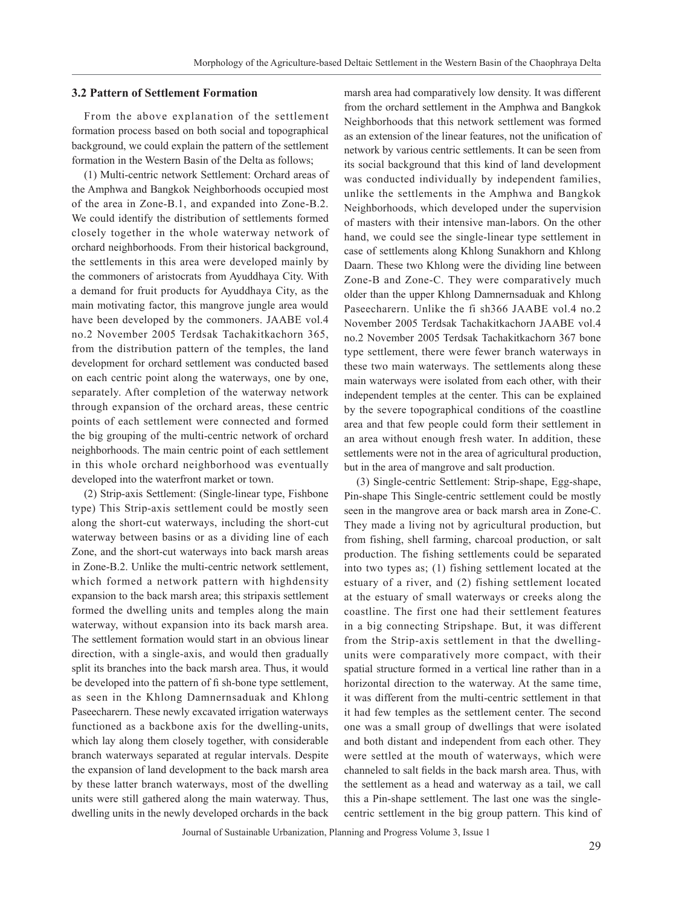### 3.2 Pattern of Settlement Formation

From the above explanation of the settlement formation process based on both social and topographical background, we could explain the pattern of the settlement formation in the Western Basin of the Delta as follows;

(1) Multi-centric network Settlement: Orchard areas of the Amphwa and Bangkok Neighborhoods occupied most of the area in Zone-B.1, and expanded into Zone-B.2. We could identify the distribution of settlements formed closely together in the whole waterway network of orchard neighborhoods. From their historical background, the settlements in this area were developed mainly by the commoners of aristocrats from Ayuddhaya City. With a demand for fruit products for Ayuddhaya City, as the main motivating factor, this mangrove jungle area would have been developed by the commoners. JAABE vol.4 no.2 November 2005 Terdsak Tachakitkachorn 365, from the distribution pattern of the temples, the land development for orchard settlement was conducted based on each centric point along the waterways, one by one, separately. After completion of the waterway network through expansion of the orchard areas, these centric points of each settlement were connected and formed the big grouping of the multi-centric network of orchard neighborhoods. The main centric point of each settlement in this whole orchard neighborhood was eventually developed into the waterfront market or town.

(2) Strip-axis Settlement: (Single-linear type, Fishbone type) This Strip-axis settlement could be mostly seen along the short-cut waterways, including the short-cut waterway between basins or as a dividing line of each Zone, and the short-cut waterways into back marsh areas in Zone-B.2. Unlike the multi-centric network settlement, which formed a network pattern with highdensity expansion to the back marsh area; this stripaxis settlement formed the dwelling units and temples along the main waterway, without expansion into its back marsh area. The settlement formation would start in an obvious linear direction, with a single-axis, and would then gradually split its branches into the back marsh area. Thus, it would be developed into the pattern of fi sh-bone type settlement, as seen in the Khlong Damnernsaduak and Khlong Paseecharern. These newly excavated irrigation waterways functioned as a backbone axis for the dwelling-units, which lay along them closely together, with considerable branch waterways separated at regular intervals. Despite the expansion of land development to the back marsh area by these latter branch waterways, most of the dwelling units were still gathered along the main waterway. Thus, dwelling units in the newly developed orchards in the back marsh area had comparatively low density. It was different from the orchard settlement in the Amphwa and Bangkok Neighborhoods that this network settlement was formed as an extension of the linear features, not the unification of network by various centric settlements. It can be seen from its social background that this kind of land development was conducted individually by independent families, unlike the settlements in the Amphwa and Bangkok Neighborhoods, which developed under the supervision of masters with their intensive man-labors. On the other hand, we could see the single-linear type settlement in case of settlements along Khlong Sunakhorn and Khlong Daarn. These two Khlong were the dividing line between Zone-B and Zone-C. They were comparatively much older than the upper Khlong Damnernsaduak and Khlong Paseecharern. Unlike the fi sh366 JAABE vol.4 no.2 November 2005 Terdsak Tachakitkachorn JAABE vol.4 no.2 November 2005 Terdsak Tachakitkachorn 367 bone type settlement, there were fewer branch waterways in these two main waterways. The settlements along these main waterways were isolated from each other, with their independent temples at the center. This can be explained by the severe topographical conditions of the coastline area and that few people could form their settlement in an area without enough fresh water. In addition, these settlements were not in the area of agricultural production, but in the area of mangrove and salt production.

(3) Single-centric Settlement: Strip-shape, Egg-shape, Pin-shape This Single-centric settlement could be mostly seen in the mangrove area or back marsh area in Zone-C. They made a living not by agricultural production, but from fishing, shell farming, charcoal production, or salt production. The fishing settlements could be separated into two types as; (1) fishing settlement located at the estuary of a river, and (2) fishing settlement located at the estuary of small waterways or creeks along the coastline. The first one had their settlement features in a big connecting Stripshape. But, it was different from the Strip-axis settlement in that the dwelling-units were comparatively more compact, with their spatial structure formed in a vertical line rather than in a horizontal direction to the waterway. At the same time, it was different from the multi-centric settlement in that it had few temples as the settlement center. The second one was a small group of dwellings that were isolated and both distant and independent from each other. They were settled at the mouth of waterways, which were channeled to salt fields in the back marsh area. Thus, with the settlement as a head and waterway as a tail, we call this a Pin-shape settlement. The last one was the single-centric settlement in the big group pattern. This kind of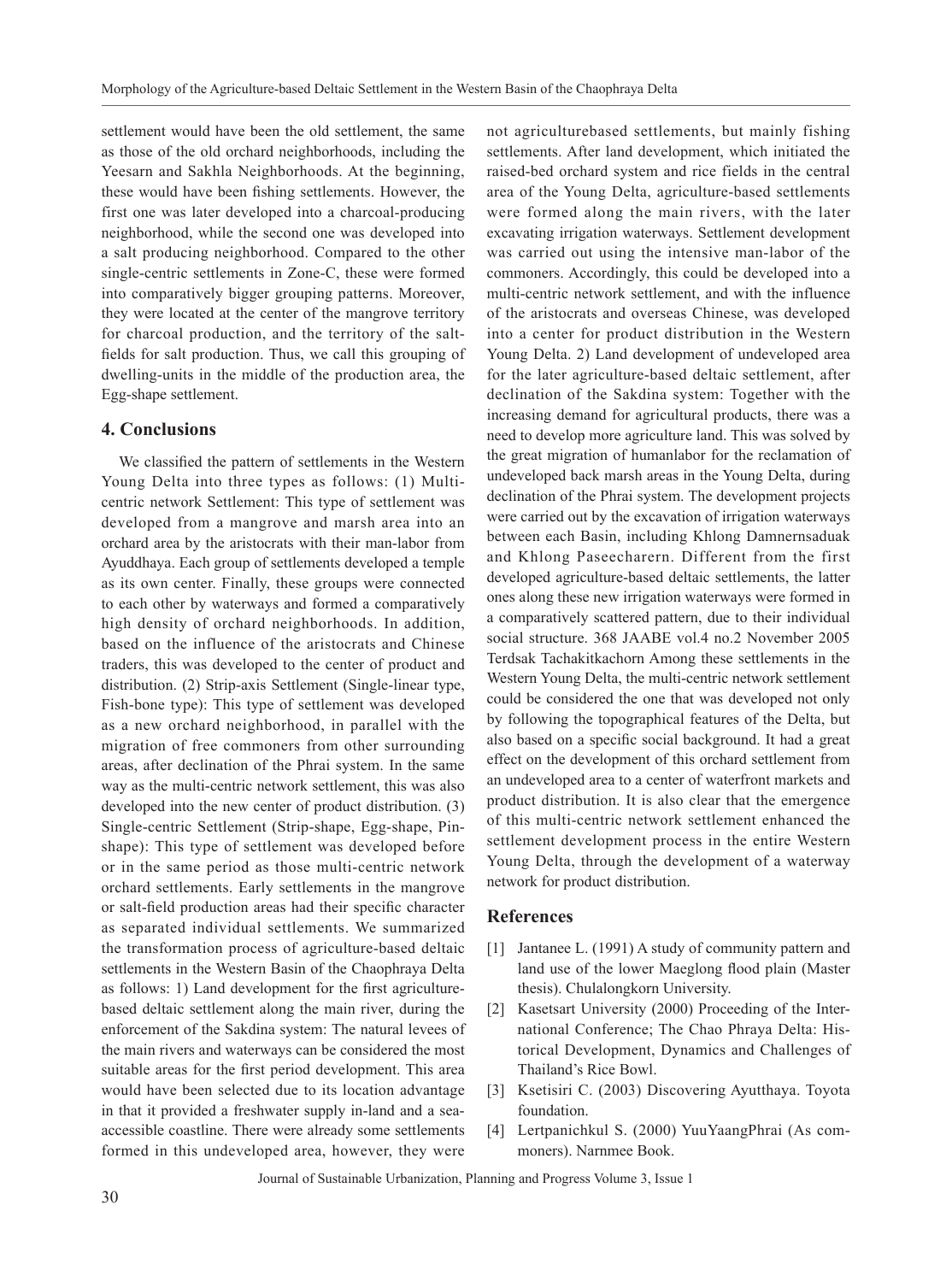settlement would have been the old settlement, the same as those of the old orchard neighborhoods, including the Yeesarn and Sakhla Neighborhoods. At the beginning, these would have been fishing settlements. However, the first one was later developed into a charcoal-producing neighborhood, while the second one was developed into a salt producing neighborhood. Compared to the other single-centric settlements in Zone-C, these were formed into comparatively bigger grouping patterns. Moreover, they were located at the center of the mangrove territory for charcoal production, and the territory of the salt-fields for salt production. Thus, we call this grouping of dwelling-units in the middle of the production area, the Egg-shape settlement.

## 4. Conclusions

We classified the pattern of settlements in the Western Young Delta into three types as follows: (1) Multi-centric network Settlement: This type of settlement was developed from a mangrove and marsh area into an orchard area by the aristocrats with their man-labor from Ayuddhaya. Each group of settlements developed a temple as its own center. Finally, these groups were connected to each other by waterways and formed a comparatively high density of orchard neighborhoods. In addition, based on the influence of the aristocrats and Chinese traders, this was developed to the center of product and distribution. (2) Strip-axis Settlement (Single-linear type, Fish-bone type): This type of settlement was developed as a new orchard neighborhood, in parallel with the migration of free commoners from other surrounding areas, after declination of the Phrai system. In the same way as the multi-centric network settlement, this was also developed into the new center of product distribution. (3) Single-centric Settlement (Strip-shape, Egg-shape, Pin-shape): This type of settlement was developed before or in the same period as those multi-centric network orchard settlements. Early settlements in the mangrove or salt-field production areas had their specific character as separated individual settlements. We summarized the transformation process of agriculture-based deltaic settlements in the Western Basin of the Chaophraya Delta as follows: 1) Land development for the first agriculture-based deltaic settlement along the main river, during the enforcement of the Sakdina system: The natural levees of the main rivers and waterways can be considered the most suitable areas for the first period development. This area would have been selected due to its location advantage in that it provided a freshwater supply in-land and a sea-accessible coastline. There were already some settlements formed in this undeveloped area, however, they were not agriculturebased settlements, but mainly fishing settlements. After land development, which initiated the raised-bed orchard system and rice fields in the central area of the Young Delta, agriculture-based settlements were formed along the main rivers, with the later excavating irrigation waterways. Settlement development was carried out using the intensive man-labor of the commoners. Accordingly, this could be developed into a multi-centric network settlement, and with the influence of the aristocrats and overseas Chinese, was developed into a center for product distribution in the Western Young Delta. 2) Land development of undeveloped area for the later agriculture-based deltaic settlement, after declination of the Sakdina system: Together with the increasing demand for agricultural products, there was a need to develop more agriculture land. This was solved by the great migration of humanlabor for the reclamation of undeveloped back marsh areas in the Young Delta, during declination of the Phrai system. The development projects were carried out by the excavation of irrigation waterways between each Basin, including Khlong Damnernsaduak and Khlong Paseecharern. Different from the first developed agriculture-based deltaic settlements, the latter ones along these new irrigation waterways were formed in a comparatively scattered pattern, due to their individual social structure. 368 JAABE vol.4 no.2 November 2005 Terdsak Tachakitkachorn Among these settlements in the Western Young Delta, the multi-centric network settlement could be considered the one that was developed not only by following the topographical features of the Delta, but also based on a specific social background. It had a great effect on the development of this orchard settlement from an undeveloped area to a center of waterfront markets and product distribution. It is also clear that the emergence of this multi-centric network settlement enhanced the settlement development process in the entire Western Young Delta, through the development of a waterway network for product distribution.

## References

[1] Jantanee L. (1991) A study of community pattern and land use of the lower Maeglong flood plain (Master thesis). Chulalongkorn University.

[2] Kasetsart University (2000) Proceeding of the International Conference; The Chao Phraya Delta: Historical Development, Dynamics and Challenges of Thailand's Rice Bowl.

[3] Ksetisiri C. (2003) Discovering Ayutthaya. Toyota foundation.

[4] Lertpanichkul S. (2000) YuuYaangPhrai (As commoners). Narnmee Book.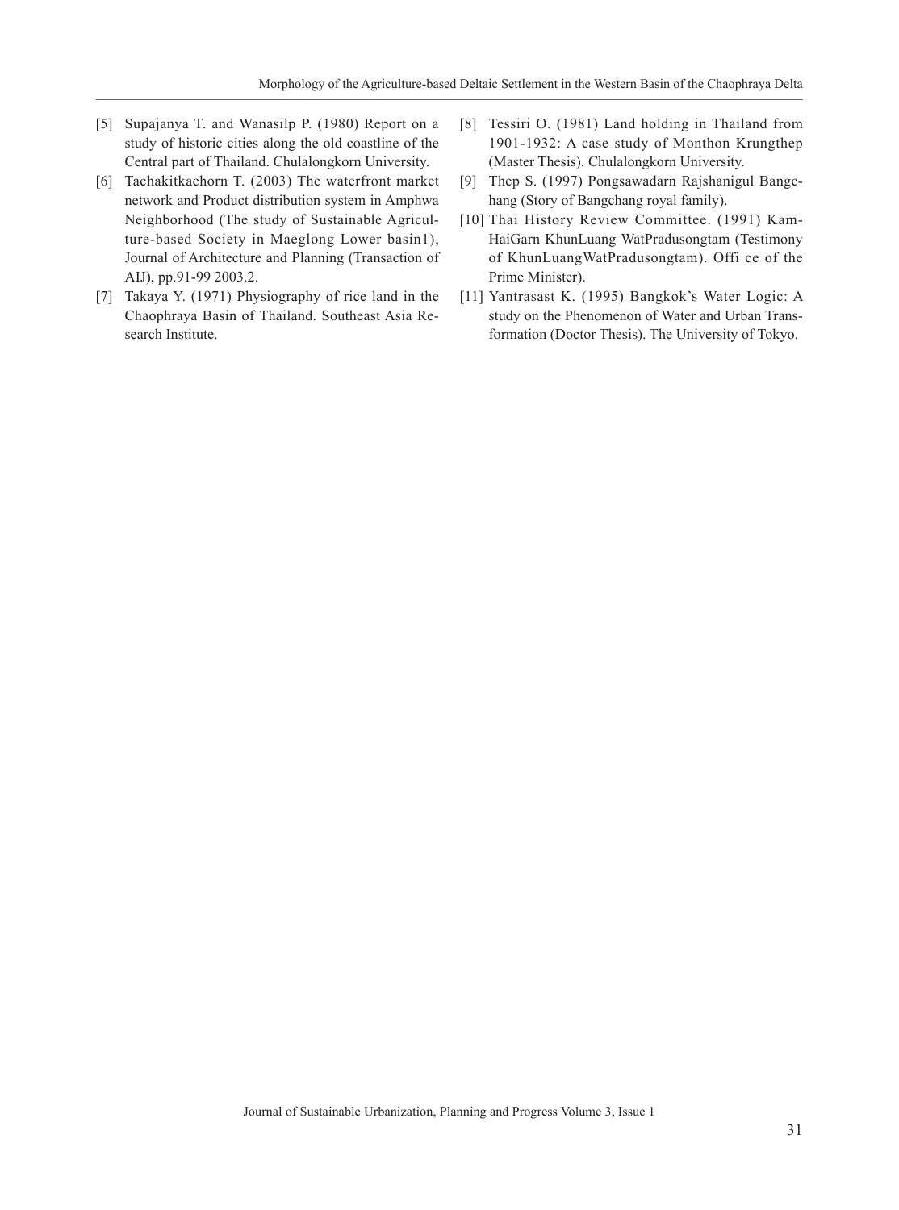[5] Supajanya T. and Wanasilp P. (1980) Report on a study of historic cities along the old coastline of the Central part of Thailand. Chulalongkorn University.

[6] Tachakitkachorn T. (2003) The waterfront market network and Product distribution system in Amphwa Neighborhood (The study of Sustainable Agriculture-based Society in Maeglong Lower basin1), Journal of Architecture and Planning (Transaction of AIJ), pp.91-99 2003.2.

[7] Takaya Y. (1971) Physiography of rice land in the Chaophraya Basin of Thailand. Southeast Asia Research Institute.

[8] Tessiri O. (1981) Land holding in Thailand from 1901-1932: A case study of Monthon Krungthep (Master Thesis). Chulalongkorn University.

[9] Thep S. (1997) Pongsawadarn Rajshanigul Bangchang (Story of Bangchang royal family).

[10] Thai History Review Committee. (1991) Kam-HaiGarn KhunLuang WatPradusongtam (Testimony of KhunLuangWatPradusongtam). Offi ce of the Prime Minister).

[11] Yantrasast K. (1995) Bangkok's Water Logic: A study on the Phenomenon of Water and Urban Transformation (Doctor Thesis). The University of Tokyo.